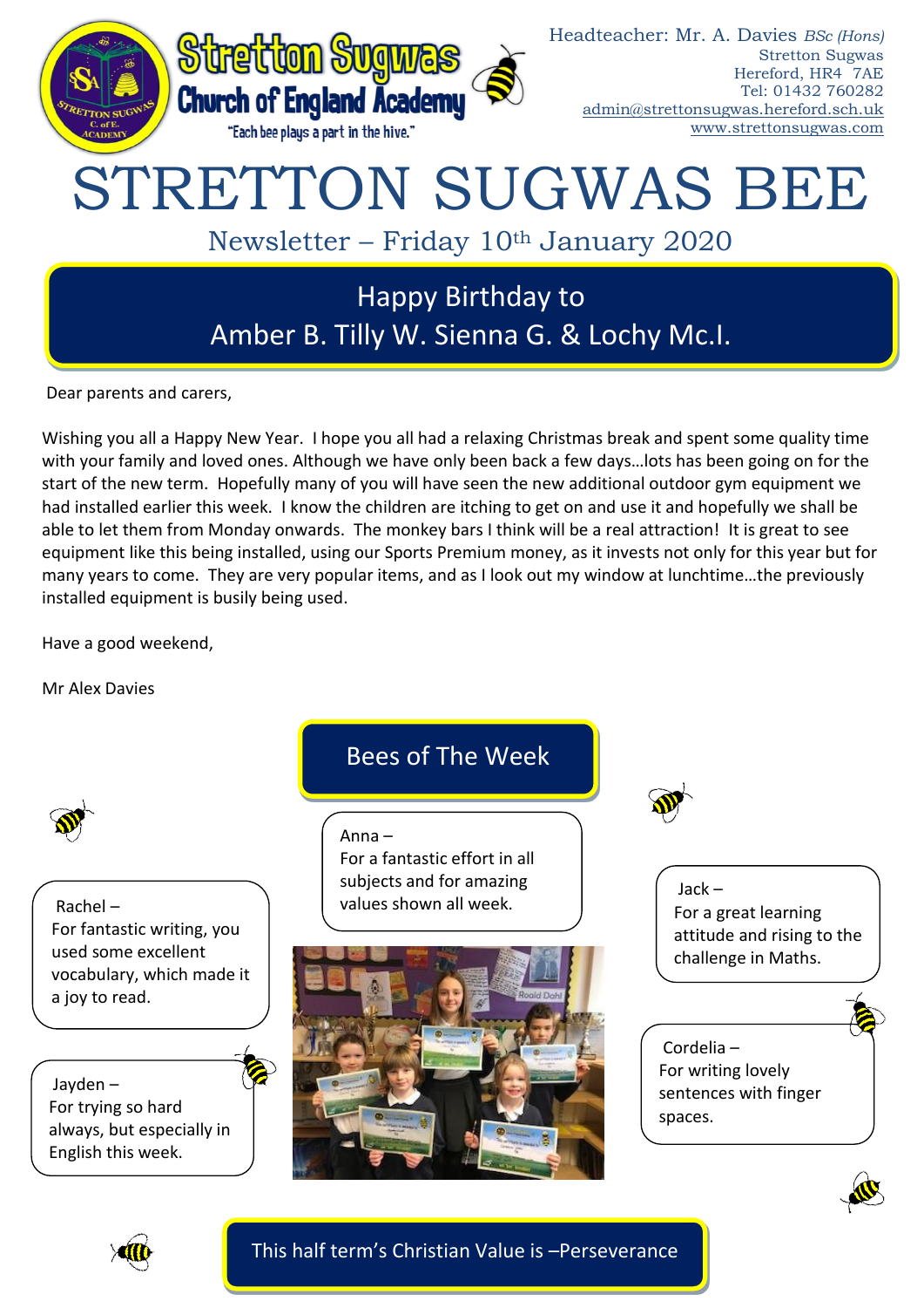Stretton Sugwas Church of England Academy

"Each bee plays a part in the hive."

Headteacher: Mr. A. Davies *BSc (Hons)*
Stretton Sugwas
Hereford, HR4 7AE
Tel: 01432 760282
admin@strettonsugwas.hereford.sch.uk
www.strettonsugwas.com

# STRETTON SUGWAS BEE

## Newsletter – Friday 10th January 2020

## Happy Birthday to Amber B. Tilly W. Sienna G. & Lochy Mc.I.

Dear parents and carers,

Wishing you all a Happy New Year. I hope you all had a relaxing Christmas break and spent some quality time with your family and loved ones. Although we have only been back a few days…lots has been going on for the start of the new term. Hopefully many of you will have seen the new additional outdoor gym equipment we had installed earlier this week. I know the children are itching to get on and use it and hopefully we shall be able to let them from Monday onwards. The monkey bars I think will be a real attraction! It is great to see equipment like this being installed, using our Sports Premium money, as it invests not only for this year but for many years to come. They are very popular items, and as I look out my window at lunchtime…the previously installed equipment is busily being used.

Have a good weekend,

Mr Alex Davies

## Bees of The Week

Anna – For a fantastic effort in all subjects and for amazing values shown all week.

Rachel – For fantastic writing, you used some excellent vocabulary, which made it a joy to read.

Jack – For a great learning attitude and rising to the challenge in Maths.

Jayden – For trying so hard always, but especially in English this week.

Cordelia – For writing lovely sentences with finger spaces.

**This half term's Christian Value is –Perseverance**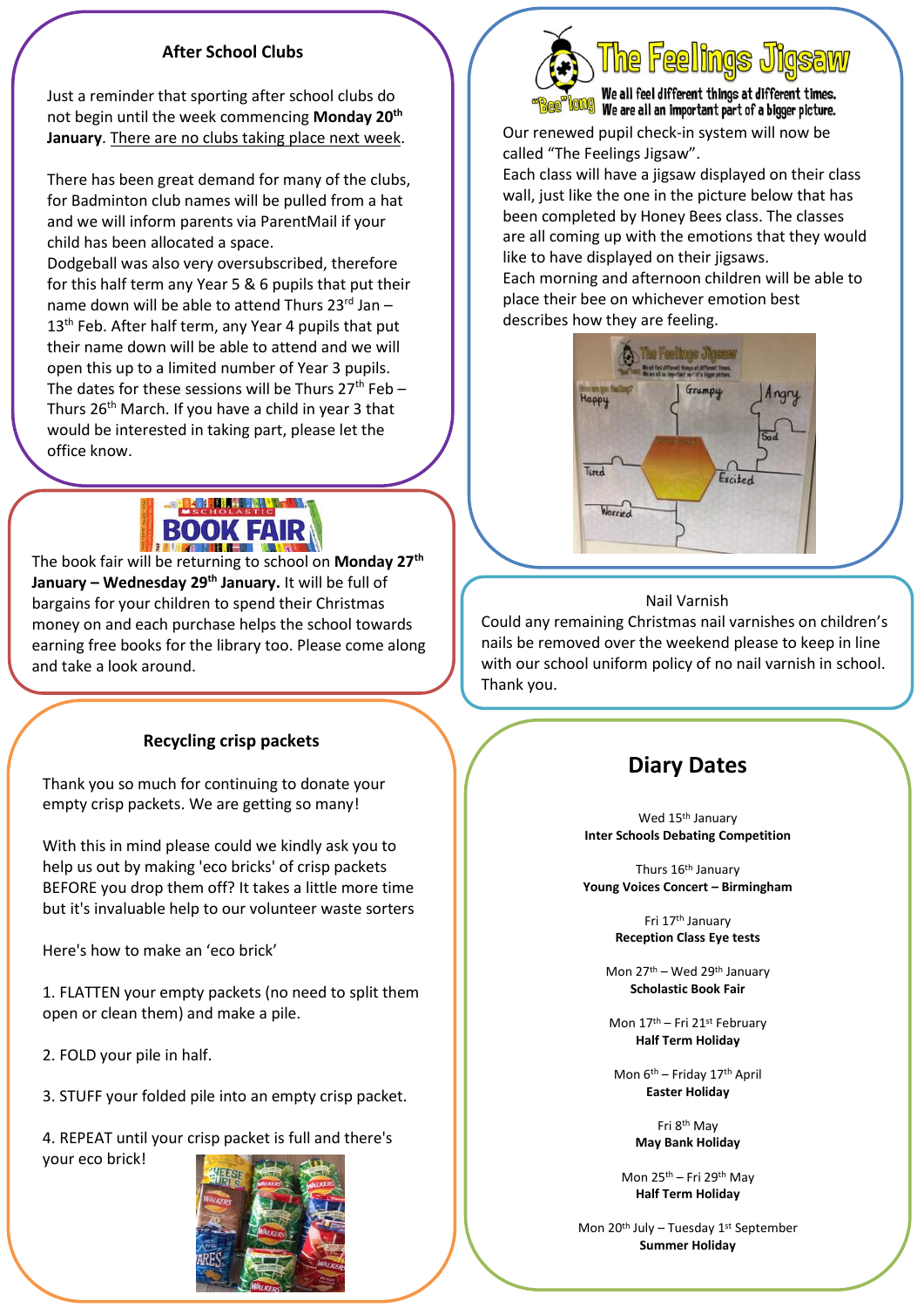## After School Clubs

Just a reminder that sporting after school clubs do not begin until the week commencing **Monday 20th January**. There are no clubs taking place next week.

There has been great demand for many of the clubs, for Badminton club names will be pulled from a hat and we will inform parents via ParentMail if your child has been allocated a space.

Dodgeball was also very oversubscribed, therefore for this half term any Year 5 & 6 pupils that put their name down will be able to attend Thurs 23rd Jan – 13th Feb. After half term, any Year 4 pupils that put their name down will be able to attend and we will open this up to a limited number of Year 3 pupils. The dates for these sessions will be Thurs 27th Feb – Thurs 26th March. If you have a child in year 3 that would be interested in taking part, please let the office know.

## Scholastic Book Fair

The book fair will be returning to school on **Monday 27th January – Wednesday 29th January.** It will be full of bargains for your children to spend their Christmas money on and each purchase helps the school towards earning free books for the library too. Please come along and take a look around.

## Recycling crisp packets

Thank you so much for continuing to donate your empty crisp packets. We are getting so many!

With this in mind please could we kindly ask you to help us out by making 'eco bricks' of crisp packets BEFORE you drop them off? It takes a little more time but it's invaluable help to our volunteer waste sorters

Here's how to make an 'eco brick'

1. FLATTEN your empty packets (no need to split them open or clean them) and make a pile.
2. FOLD your pile in half.
3. STUFF your folded pile into an empty crisp packet.
4. REPEAT until your crisp packet is full and there's your eco brick!

## The Feelings Jigsaw

"Bee"long

We all feel different things at different times.
We are all an important part of a bigger picture.

Our renewed pupil check-in system will now be called "The Feelings Jigsaw".

Each class will have a jigsaw displayed on their class wall, just like the one in the picture below that has been completed by Honey Bees class. The classes are all coming up with the emotions that they would like to have displayed on their jigsaws.

Each morning and afternoon children will be able to place their bee on whichever emotion best describes how they are feeling.

## Nail Varnish

Could any remaining Christmas nail varnishes on children's nails be removed over the weekend please to keep in line with our school uniform policy of no nail varnish in school. Thank you.

## Diary Dates

Wed 15th January
**Inter Schools Debating Competition**

Thurs 16th January
**Young Voices Concert – Birmingham**

Fri 17th January
**Reception Class Eye tests**

Mon 27th – Wed 29th January
**Scholastic Book Fair**

Mon 17th – Fri 21st February
**Half Term Holiday**

Mon 6th – Friday 17th April
**Easter Holiday**

Fri 8th May
**May Bank Holiday**

Mon 25th – Fri 29th May
**Half Term Holiday**

Mon 20th July – Tuesday 1st September
**Summer Holiday**